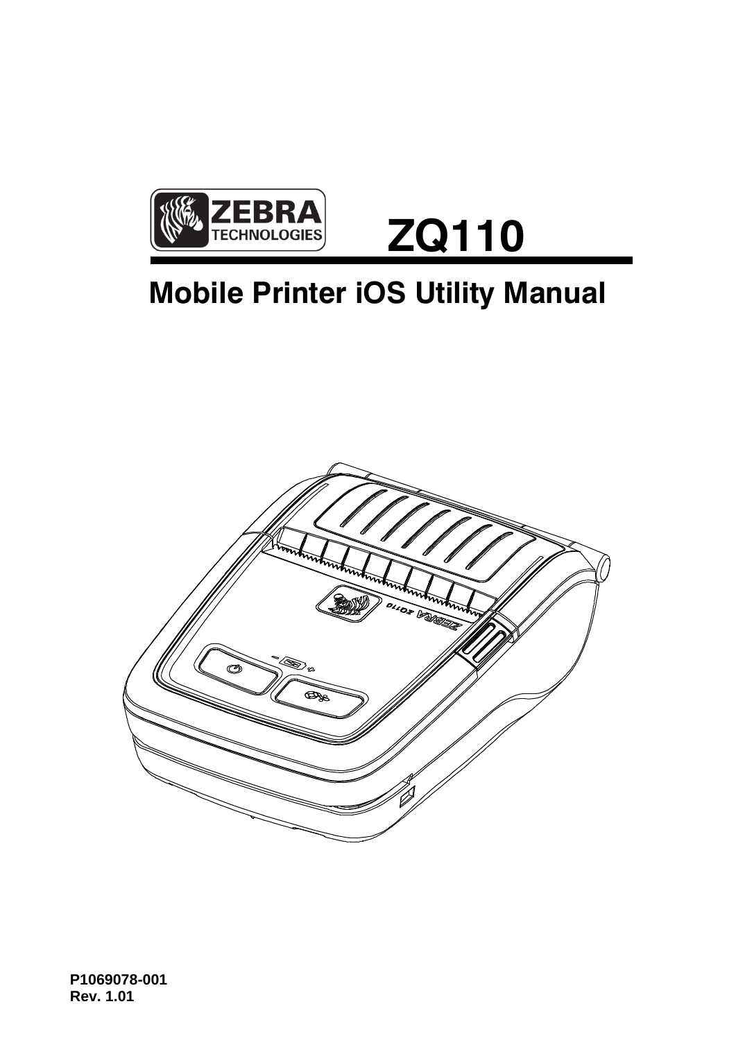ZEBRA TECHNOLOGIES

# ZQ110

## Mobile Printer iOS Utility Manual

**P1069078-001**
**Rev. 1.01**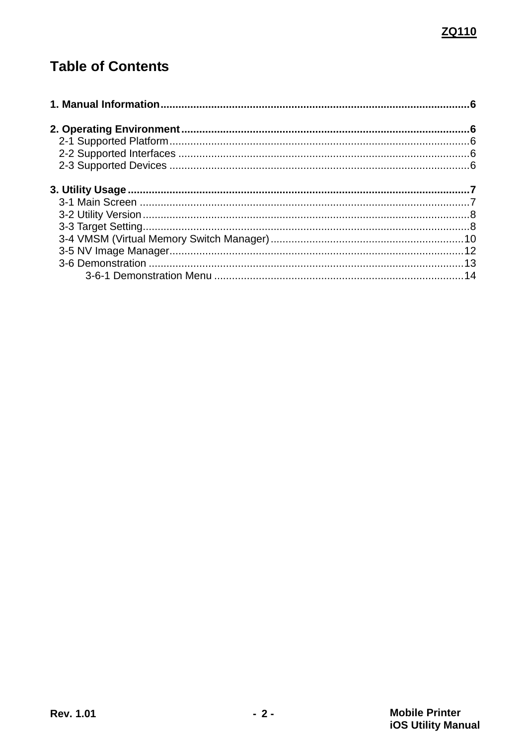# Table of Contents

**1. Manual Information....................................................................................................6**

**2. Operating Environment................................................................................................6**

- 2-1 Supported Platform....................................................................................................6
- 2-2 Supported Interfaces ..................................................................................................6
- 2-3 Supported Devices .....................................................................................................6

**3. Utility Usage..................................................................................................................7**

- 3-1 Main Screen ..............................................................................................................7
- 3-2 Utility Version.............................................................................................................8
- 3-3 Target Setting.............................................................................................................8
- 3-4 VMSM (Virtual Memory Switch Manager).................................................................10
- 3-5 NV Image Manager..................................................................................................12
- 3-6 Demonstration .........................................................................................................13
  - 3-6-1 Demonstration Menu ...................................................................................14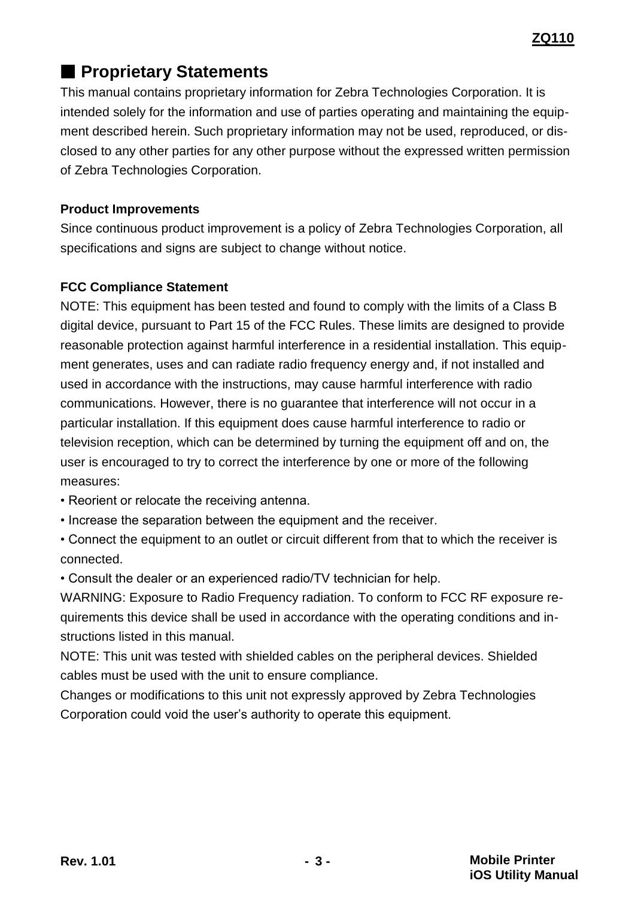## ■ Proprietary Statements

This manual contains proprietary information for Zebra Technologies Corporation. It is intended solely for the information and use of parties operating and maintaining the equipment described herein. Such proprietary information may not be used, reproduced, or disclosed to any other parties for any other purpose without the expressed written permission of Zebra Technologies Corporation.

**Product Improvements**

Since continuous product improvement is a policy of Zebra Technologies Corporation, all specifications and signs are subject to change without notice.

**FCC Compliance Statement**

NOTE: This equipment has been tested and found to comply with the limits of a Class B digital device, pursuant to Part 15 of the FCC Rules. These limits are designed to provide reasonable protection against harmful interference in a residential installation. This equipment generates, uses and can radiate radio frequency energy and, if not installed and used in accordance with the instructions, may cause harmful interference with radio communications. However, there is no guarantee that interference will not occur in a particular installation. If this equipment does cause harmful interference to radio or television reception, which can be determined by turning the equipment off and on, the user is encouraged to try to correct the interference by one or more of the following measures:

- Reorient or relocate the receiving antenna.
- Increase the separation between the equipment and the receiver.
- Connect the equipment to an outlet or circuit different from that to which the receiver is connected.
- Consult the dealer or an experienced radio/TV technician for help.

WARNING: Exposure to Radio Frequency radiation. To conform to FCC RF exposure requirements this device shall be used in accordance with the operating conditions and instructions listed in this manual.

NOTE: This unit was tested with shielded cables on the peripheral devices. Shielded cables must be used with the unit to ensure compliance.

Changes or modifications to this unit not expressly approved by Zebra Technologies Corporation could void the user's authority to operate this equipment.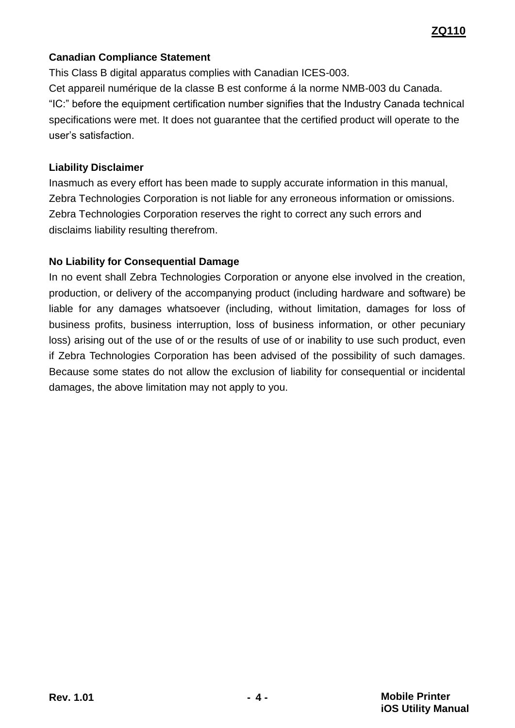### Canadian Compliance Statement

This Class B digital apparatus complies with Canadian ICES-003.
Cet appareil numérique de la classe B est conforme á la norme NMB-003 du Canada.
“IC:” before the equipment certification number signifies that the Industry Canada technical specifications were met. It does not guarantee that the certified product will operate to the user’s satisfaction.

### Liability Disclaimer

Inasmuch as every effort has been made to supply accurate information in this manual, Zebra Technologies Corporation is not liable for any erroneous information or omissions. Zebra Technologies Corporation reserves the right to correct any such errors and disclaims liability resulting therefrom.

### No Liability for Consequential Damage

In no event shall Zebra Technologies Corporation or anyone else involved in the creation, production, or delivery of the accompanying product (including hardware and software) be liable for any damages whatsoever (including, without limitation, damages for loss of business profits, business interruption, loss of business information, or other pecuniary loss) arising out of the use of or the results of use of or inability to use such product, even if Zebra Technologies Corporation has been advised of the possibility of such damages. Because some states do not allow the exclusion of liability for consequential or incidental damages, the above limitation may not apply to you.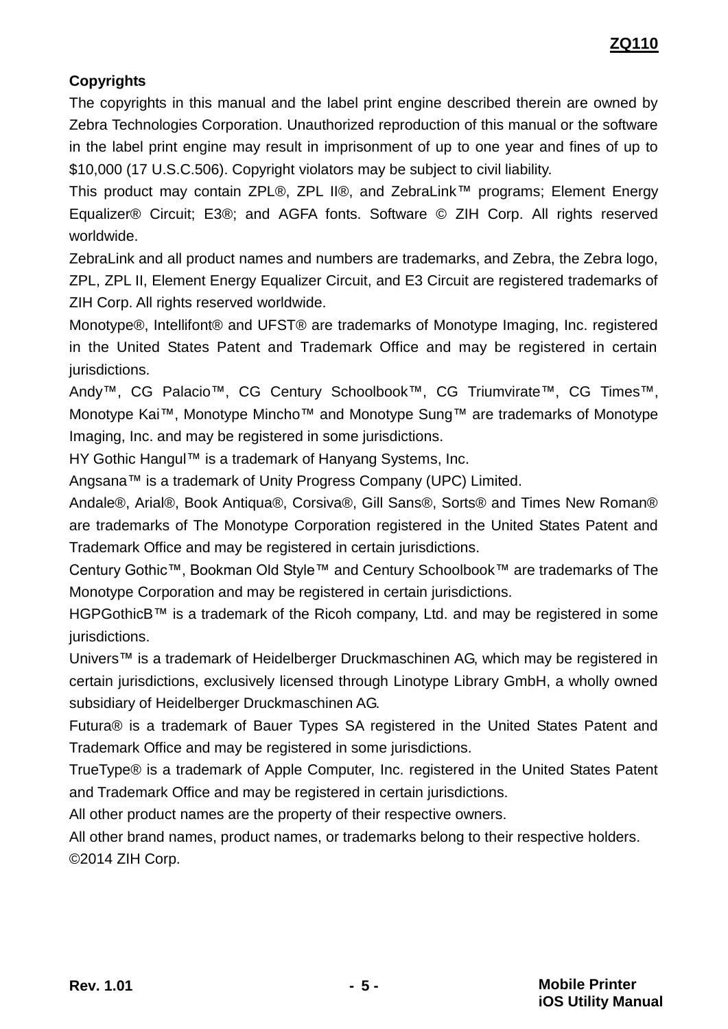**Copyrights**

The copyrights in this manual and the label print engine described therein are owned by Zebra Technologies Corporation. Unauthorized reproduction of this manual or the software in the label print engine may result in imprisonment of up to one year and fines of up to $10,000 (17 U.S.C.506). Copyright violators may be subject to civil liability.

This product may contain ZPL®, ZPL II®, and ZebraLink™ programs; Element Energy Equalizer® Circuit; E3®; and AGFA fonts. Software © ZIH Corp. All rights reserved worldwide.

ZebraLink and all product names and numbers are trademarks, and Zebra, the Zebra logo, ZPL, ZPL II, Element Energy Equalizer Circuit, and E3 Circuit are registered trademarks of ZIH Corp. All rights reserved worldwide.

Monotype®, Intellifont® and UFST® are trademarks of Monotype Imaging, Inc. registered in the United States Patent and Trademark Office and may be registered in certain jurisdictions.

Andy™, CG Palacio™, CG Century Schoolbook™, CG Triumvirate™, CG Times™, Monotype Kai™, Monotype Mincho™ and Monotype Sung™ are trademarks of Monotype Imaging, Inc. and may be registered in some jurisdictions.

HY Gothic Hangul™ is a trademark of Hanyang Systems, Inc.

Angsana™ is a trademark of Unity Progress Company (UPC) Limited.

Andale®, Arial®, Book Antiqua®, Corsiva®, Gill Sans®, Sorts® and Times New Roman® are trademarks of The Monotype Corporation registered in the United States Patent and Trademark Office and may be registered in certain jurisdictions.

Century Gothic™, Bookman Old Style™ and Century Schoolbook™ are trademarks of The Monotype Corporation and may be registered in certain jurisdictions.

HGPGothicB™ is a trademark of the Ricoh company, Ltd. and may be registered in some jurisdictions.

Univers™ is a trademark of Heidelberger Druckmaschinen AG, which may be registered in certain jurisdictions, exclusively licensed through Linotype Library GmbH, a wholly owned subsidiary of Heidelberger Druckmaschinen AG.

Futura® is a trademark of Bauer Types SA registered in the United States Patent and Trademark Office and may be registered in some jurisdictions.

TrueType® is a trademark of Apple Computer, Inc. registered in the United States Patent and Trademark Office and may be registered in certain jurisdictions.

All other product names are the property of their respective owners.

All other brand names, product names, or trademarks belong to their respective holders.

©2014 ZIH Corp.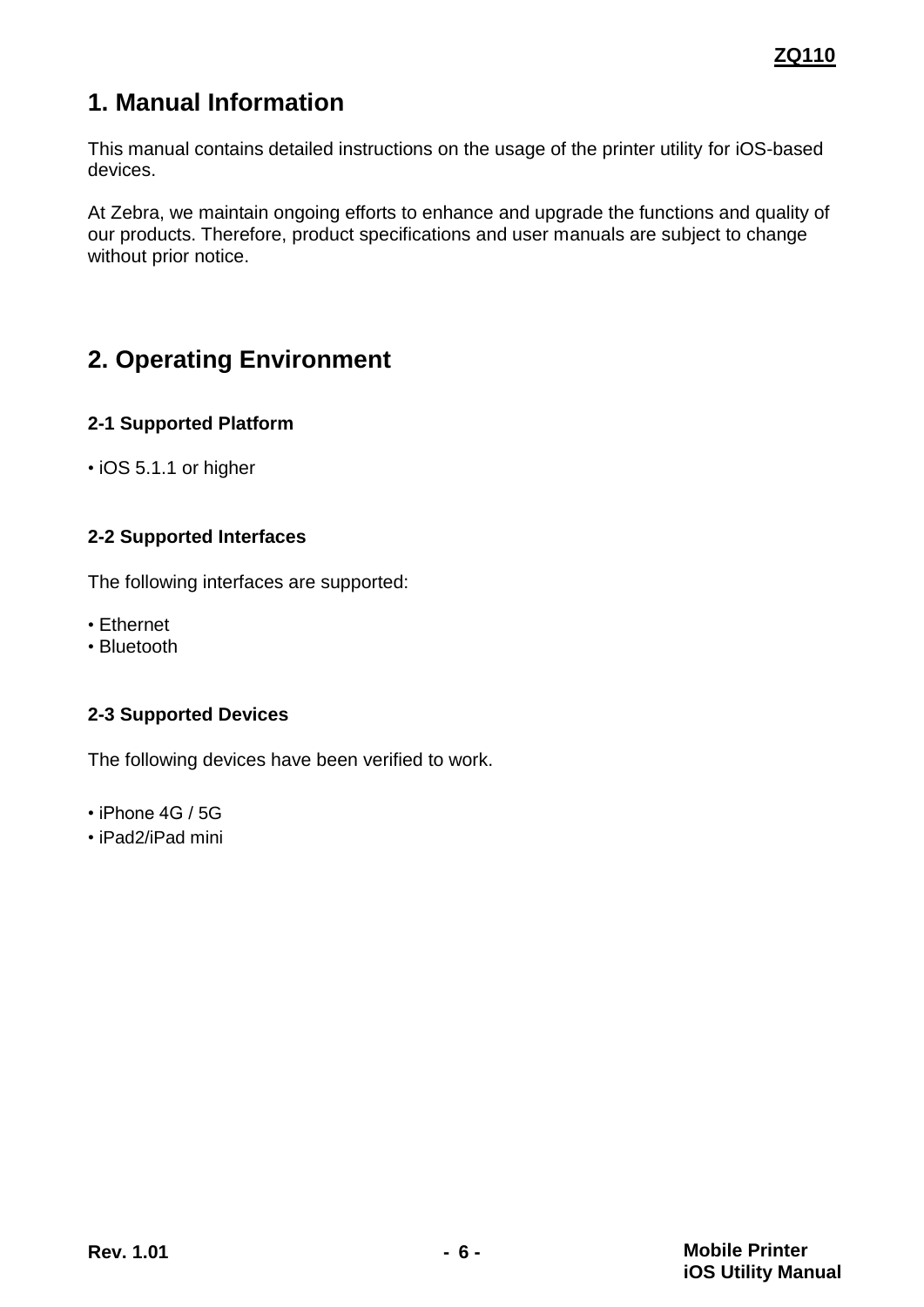# 1. Manual Information

This manual contains detailed instructions on the usage of the printer utility for iOS-based devices.

At Zebra, we maintain ongoing efforts to enhance and upgrade the functions and quality of our products. Therefore, product specifications and user manuals are subject to change without prior notice.

# 2. Operating Environment

### 2-1 Supported Platform

• iOS 5.1.1 or higher

### 2-2 Supported Interfaces

The following interfaces are supported:

• Ethernet
• Bluetooth

### 2-3 Supported Devices

The following devices have been verified to work.

• iPhone 4G / 5G
• iPad2/iPad mini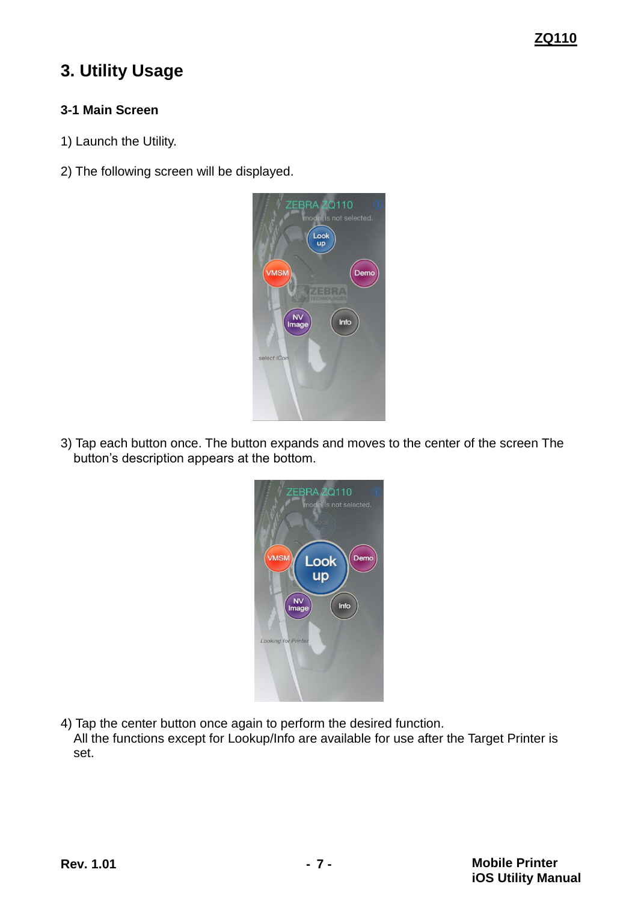# 3. Utility Usage

### 3-1 Main Screen

1) Launch the Utility.

2) The following screen will be displayed.

3) Tap each button once. The button expands and moves to the center of the screen The button's description appears at the bottom.

4) Tap the center button once again to perform the desired function.
All the functions except for Lookup/Info are available for use after the Target Printer is set.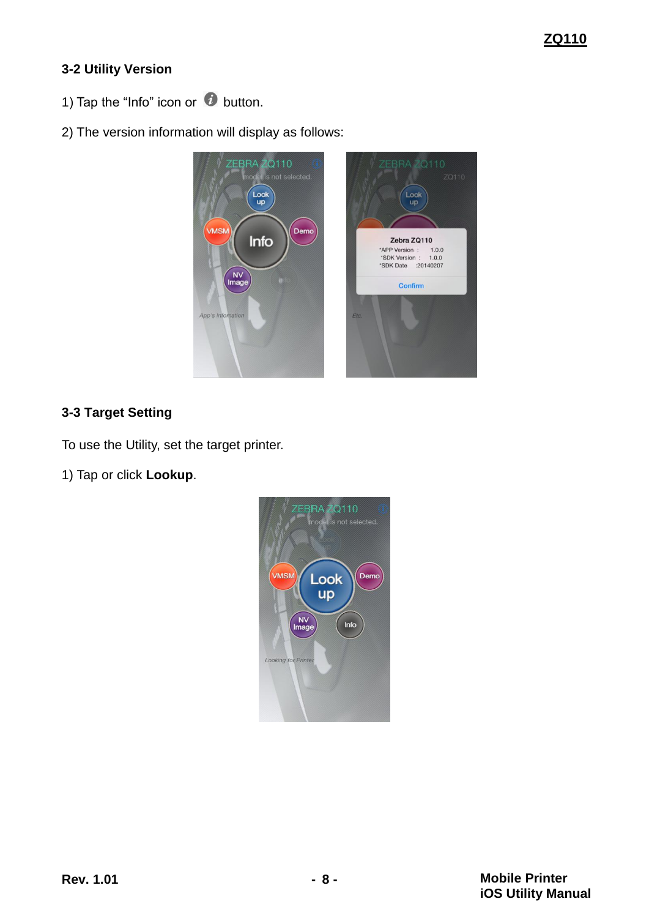## 3-2 Utility Version

1) Tap the “Info” icon or  button.

2) The version information will display as follows:

## 3-3 Target Setting

To use the Utility, set the target printer.

1) Tap or click **Lookup**.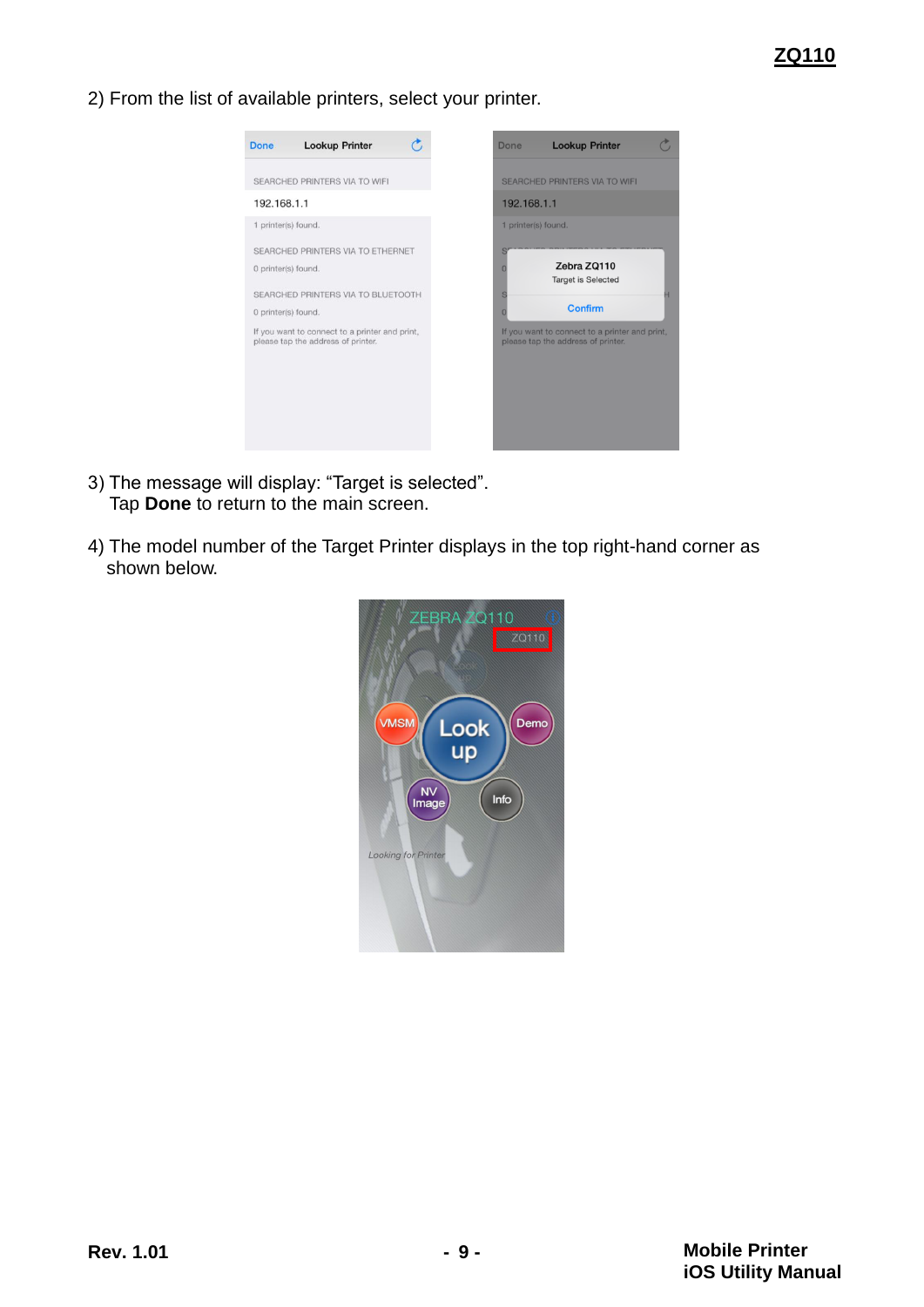2) From the list of available printers, select your printer.

3) The message will display: “Target is selected”.
   Tap **Done** to return to the main screen.

4) The model number of the Target Printer displays in the top right-hand corner as shown below.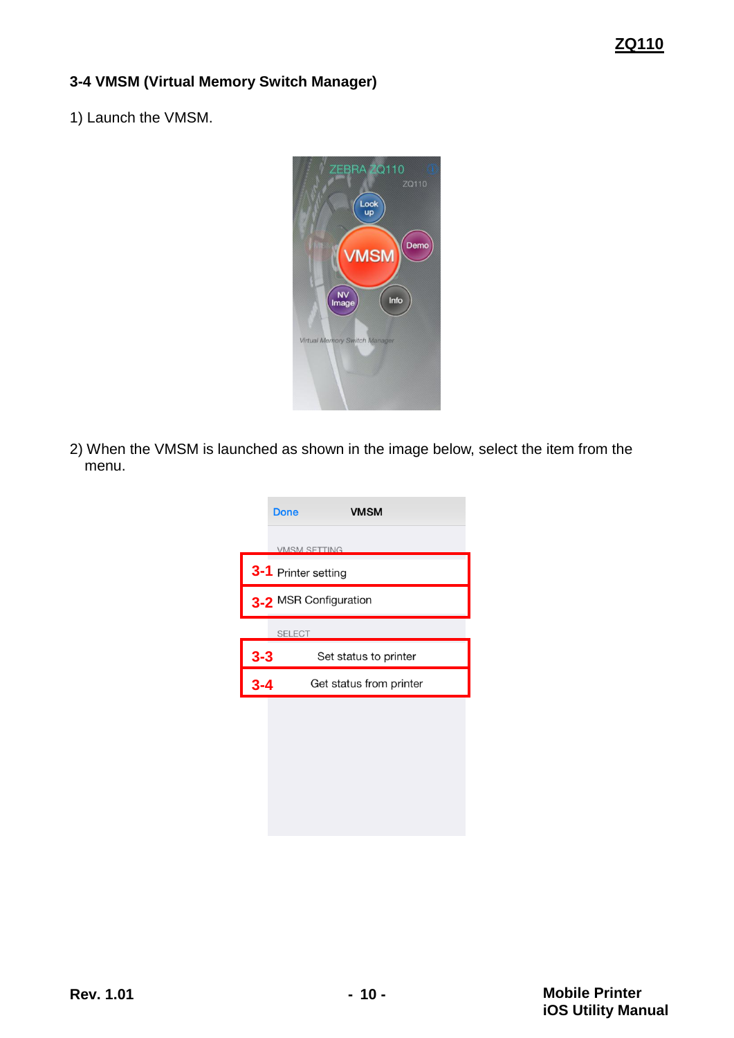### 3-4 VMSM (Virtual Memory Switch Manager)

1) Launch the VMSM.

2) When the VMSM is launched as shown in the image below, select the item from the menu.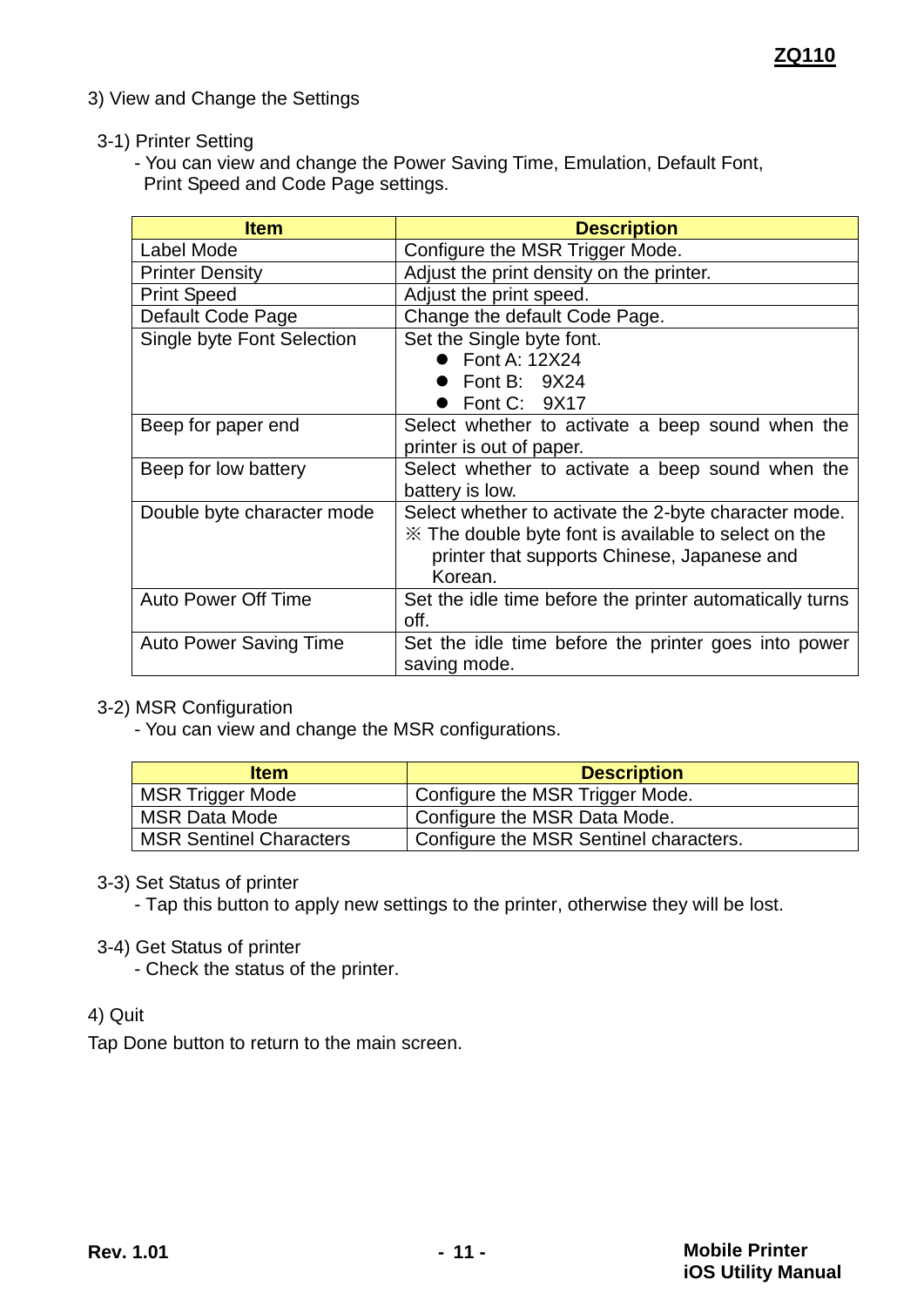3) View and Change the Settings

3-1) Printer Setting

- You can view and change the Power Saving Time, Emulation, Default Font, Print Speed and Code Page settings.

| Item | Description |
|---|---|
| Label Mode | Configure the MSR Trigger Mode. |
| Printer Density | Adjust the print density on the printer. |
| Print Speed | Adjust the print speed. |
| Default Code Page | Change the default Code Page. |
| Single byte Font Selection | Set the Single byte font.<br>● Font A: 12X24<br>● Font B: 9X24<br>● Font C: 9X17 |
| Beep for paper end | Select whether to activate a beep sound when the printer is out of paper. |
| Beep for low battery | Select whether to activate a beep sound when the battery is low. |
| Double byte character mode | Select whether to activate the 2-byte character mode.<br>※ The double byte font is available to select on the printer that supports Chinese, Japanese and Korean. |
| Auto Power Off Time | Set the idle time before the printer automatically turns off. |
| Auto Power Saving Time | Set the idle time before the printer goes into power saving mode. |

3-2) MSR Configuration

- You can view and change the MSR configurations.

| Item | Description |
|---|---|
| MSR Trigger Mode | Configure the MSR Trigger Mode. |
| MSR Data Mode | Configure the MSR Data Mode. |
| MSR Sentinel Characters | Configure the MSR Sentinel characters. |

3-3) Set Status of printer

- Tap this button to apply new settings to the printer, otherwise they will be lost.

3-4) Get Status of printer

- Check the status of the printer.

4) Quit

Tap Done button to return to the main screen.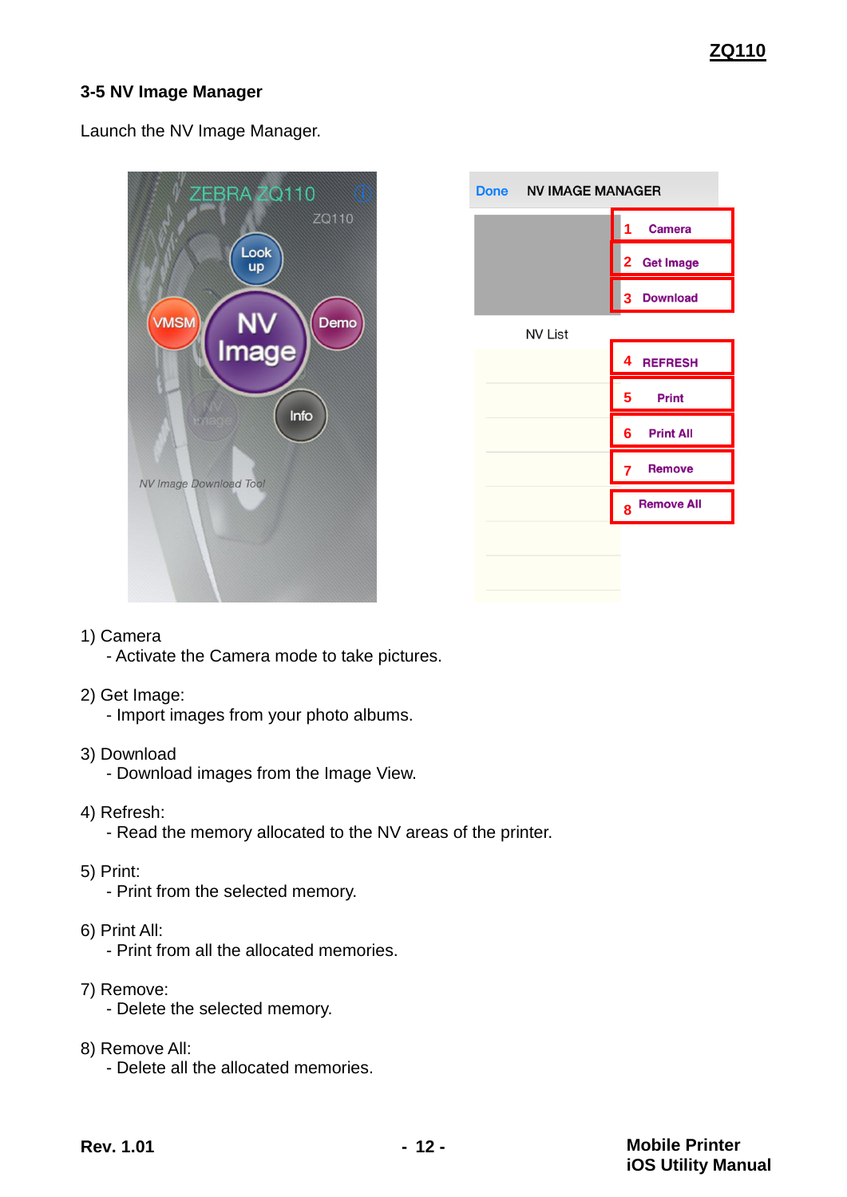### 3-5 NV Image Manager

Launch the NV Image Manager.

1) Camera
- Activate the Camera mode to take pictures.

2) Get Image:
- Import images from your photo albums.

3) Download
- Download images from the Image View.

4) Refresh:
- Read the memory allocated to the NV areas of the printer.

5) Print:
- Print from the selected memory.

6) Print All:
- Print from all the allocated memories.

7) Remove:
- Delete the selected memory.

8) Remove All:
- Delete all the allocated memories.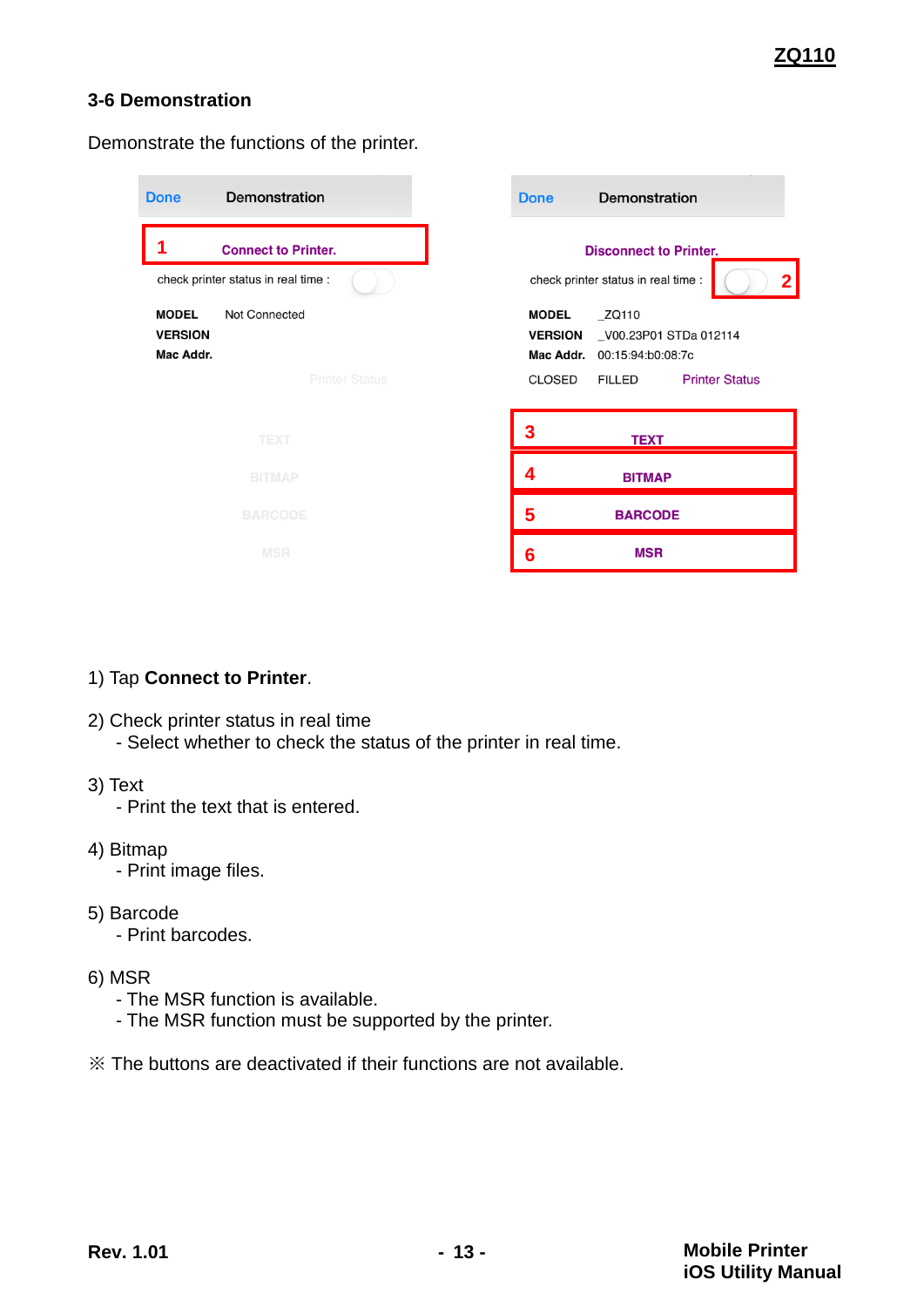### 3-6 Demonstration

Demonstrate the functions of the printer.

| Done | Demonstration |
|---|---|
| 1 | Connect to Printer. |
| check printer status in real time : | |
| MODEL | Not Connected |
| VERSION | |
| Mac Addr. | |
| | Printer Status |
| | TEXT |
| | BITMAP |
| | BARCODE |
| | MSR |

| Done | Demonstration |
|---|---|
| | Disconnect to Printer. |
| check printer status in real time : | 2 |
| MODEL | _ZQ110 |
| VERSION | _V00.23P01 STDa 012114 |
| Mac Addr. | 00:15:94:b0:08:7c |
| CLOSED | FILLED Printer Status |
| 3 | TEXT |
| 4 | BITMAP |
| 5 | BARCODE |
| 6 | MSR |

1) Tap **Connect to Printer**.

2) Check printer status in real time
   - Select whether to check the status of the printer in real time.

3) Text
   - Print the text that is entered.

4) Bitmap
   - Print image files.

5) Barcode
   - Print barcodes.

6) MSR
   - The MSR function is available.
   - The MSR function must be supported by the printer.

※ The buttons are deactivated if their functions are not available.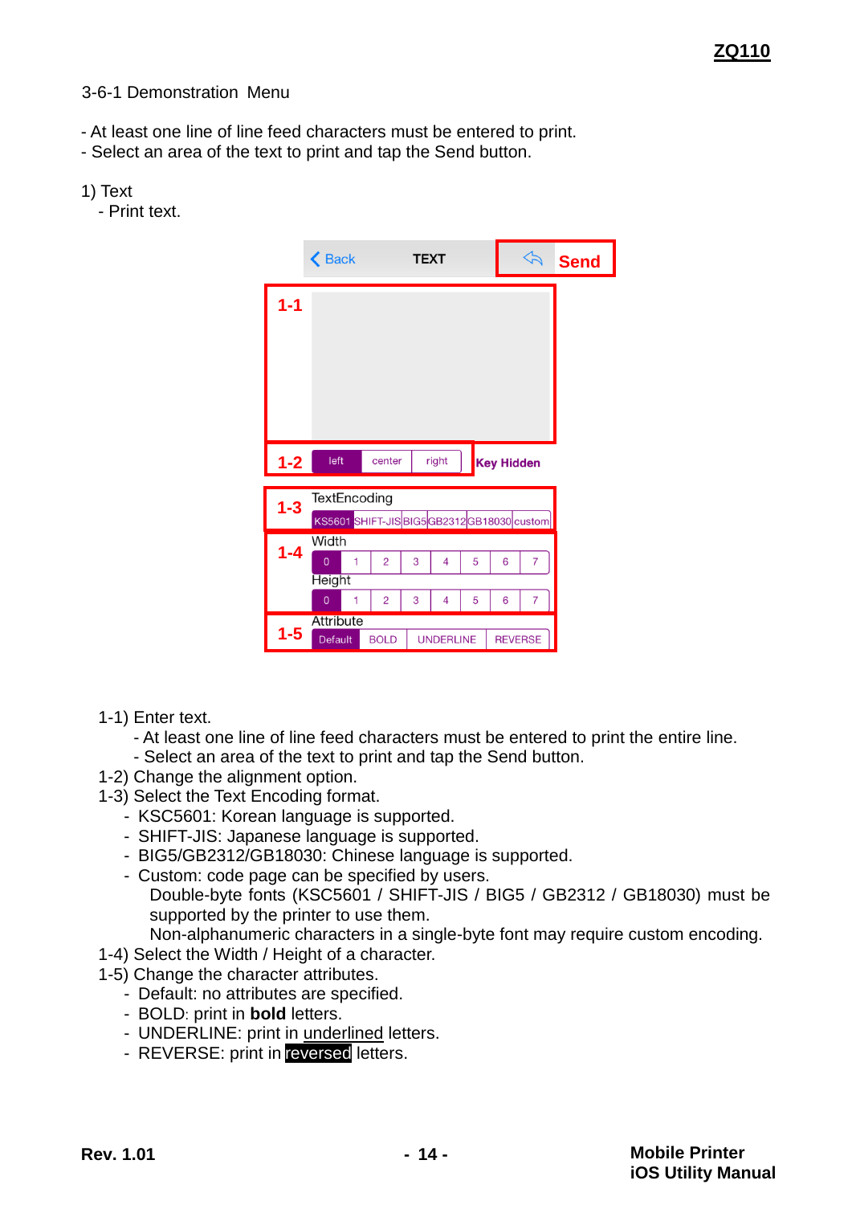3-6-1 Demonstration Menu

- At least one line of line feed characters must be entered to print.
- Select an area of the text to print and tap the Send button.

1) Text
   - Print text.

1-1) Enter text.
   - At least one line of line feed characters must be entered to print the entire line.
   - Select an area of the text to print and tap the Send button.

1-2) Change the alignment option.

1-3) Select the Text Encoding format.
   - KSC5601: Korean language is supported.
   - SHIFT-JIS: Japanese language is supported.
   - BIG5/GB2312/GB18030: Chinese language is supported.
   - Custom: code page can be specified by users.
     Double-byte fonts (KSC5601 / SHIFT-JIS / BIG5 / GB2312 / GB18030) must be supported by the printer to use them.
     Non-alphanumeric characters in a single-byte font may require custom encoding.

1-4) Select the Width / Height of a character.

1-5) Change the character attributes.
   - Default: no attributes are specified.
   - BOLD: print in **bold** letters.
   - UNDERLINE: print in underlined letters.
   - REVERSE: print in reversed letters.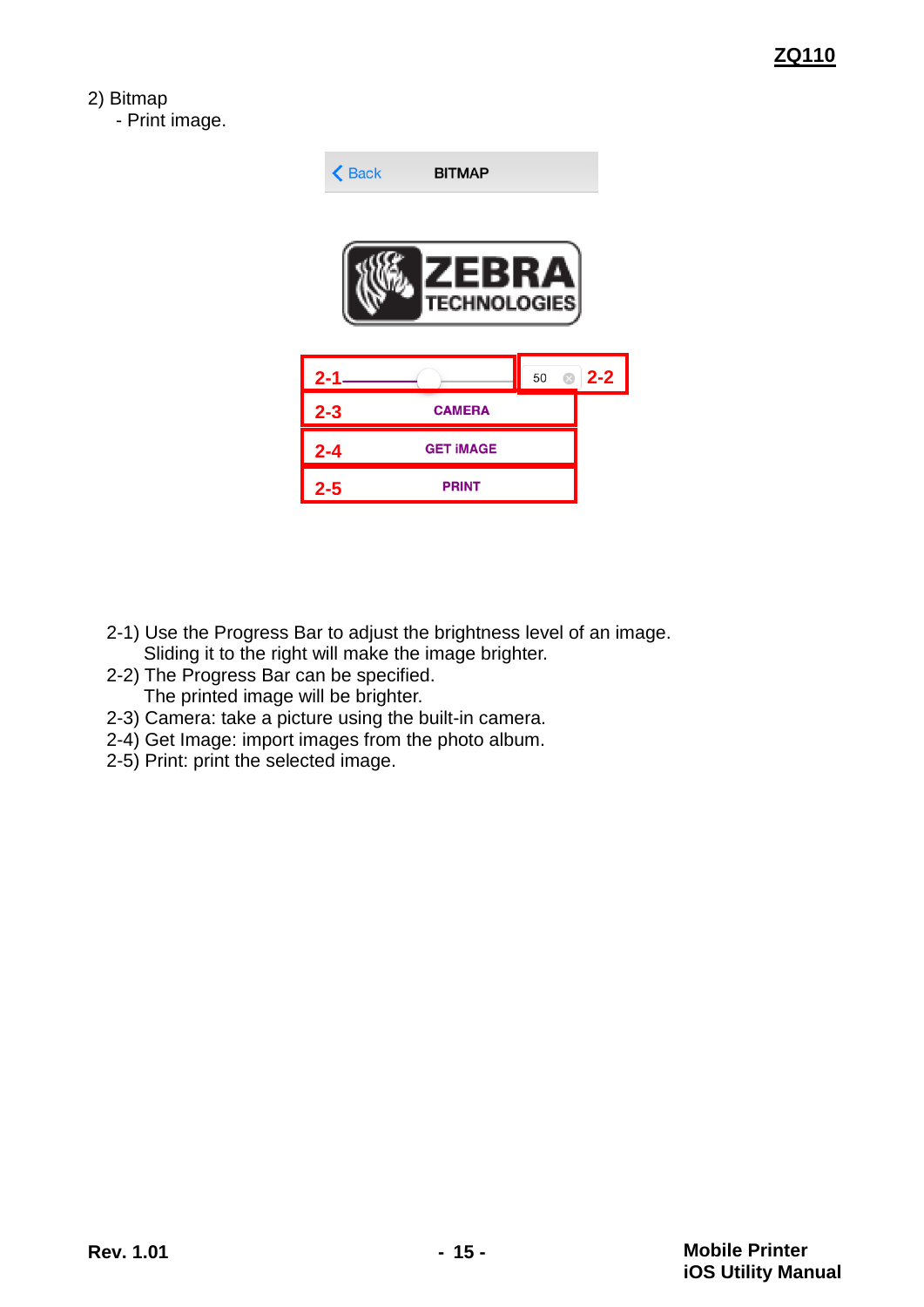2) Bitmap

- Print image.

2-1) Use the Progress Bar to adjust the brightness level of an image.
Sliding it to the right will make the image brighter.
2-2) The Progress Bar can be specified.
The printed image will be brighter.
2-3) Camera: take a picture using the built-in camera.
2-4) Get Image: import images from the photo album.
2-5) Print: print the selected image.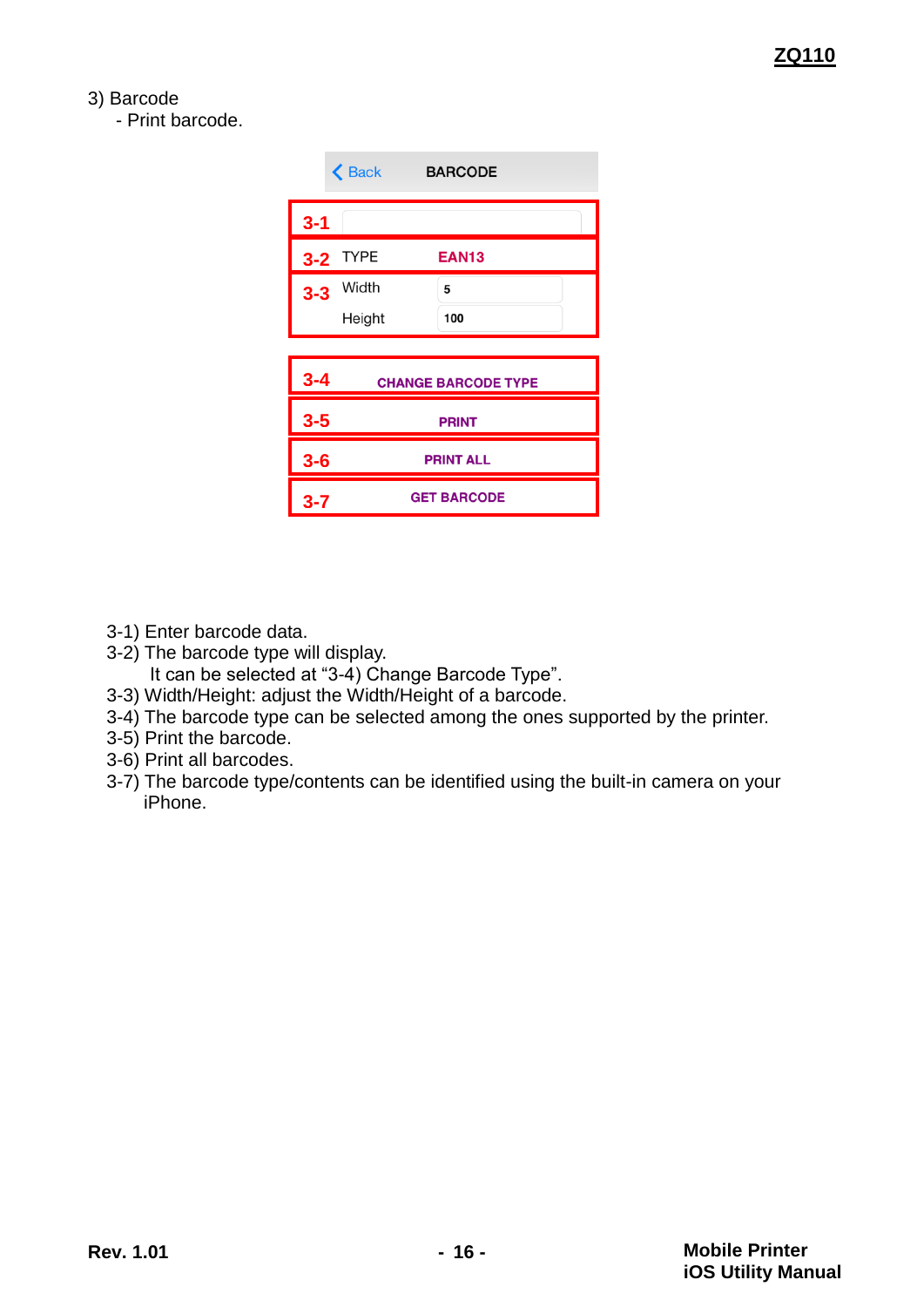3) Barcode

- Print barcode.

Back BARCODE

3-1

3-2 TYPE EAN13

3-3 Width 5

Height 100

3-4 CHANGE BARCODE TYPE

3-5 PRINT

3-6 PRINT ALL

3-7 GET BARCODE

3-1) Enter barcode data.
3-2) The barcode type will display.
 It can be selected at “3-4) Change Barcode Type”.
3-3) Width/Height: adjust the Width/Height of a barcode.
3-4) The barcode type can be selected among the ones supported by the printer.
3-5) Print the barcode.
3-6) Print all barcodes.
3-7) The barcode type/contents can be identified using the built-in camera on your iPhone.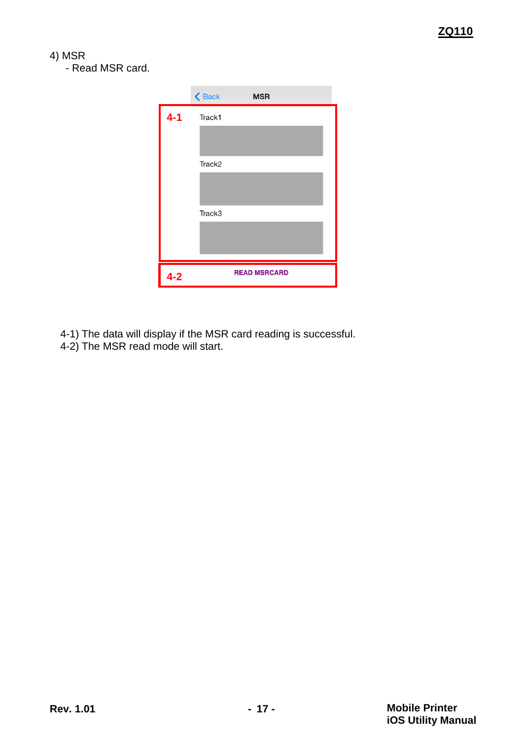4) MSR

- Read MSR card.

4-1

Track1

Track2

Track3

4-2

READ MSRCARD

4-1) The data will display if the MSR card reading is successful.
4-2) The MSR read mode will start.